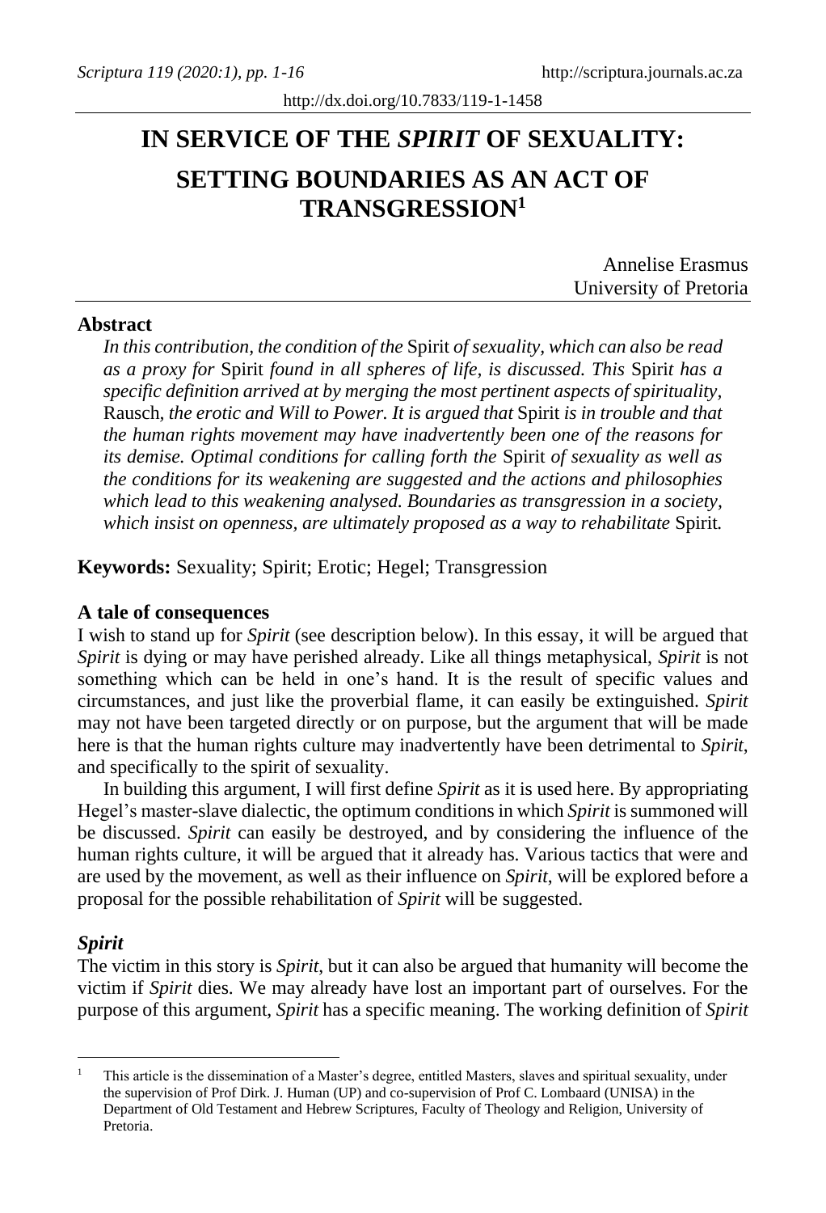# IN SERVICE OF THE *SPIRIT* OF SEXUALITY: SETTING BOUNDARIES AS AN ACT OF TRANSGRESSION[1]

Annelise Erasmus
University of Pretoria

## Abstract

*In this contribution, the condition of the* Spirit *of sexuality, which can also be read as a proxy for* Spirit *found in all spheres of life, is discussed. This* Spirit *has a specific definition arrived at by merging the most pertinent aspects of spirituality,* Rausch, *the erotic and Will to Power. It is argued that* Spirit *is in trouble and that the human rights movement may have inadvertently been one of the reasons for its demise. Optimal conditions for calling forth the* Spirit *of sexuality as well as the conditions for its weakening are suggested and the actions and philosophies which lead to this weakening analysed. Boundaries as transgression in a society, which insist on openness, are ultimately proposed as a way to rehabilitate* Spirit*.*

**Keywords:** Sexuality; Spirit; Erotic; Hegel; Transgression

## A tale of consequences

I wish to stand up for *Spirit* (see description below). In this essay, it will be argued that *Spirit* is dying or may have perished already. Like all things metaphysical, *Spirit* is not something which can be held in one's hand. It is the result of specific values and circumstances, and just like the proverbial flame, it can easily be extinguished. *Spirit* may not have been targeted directly or on purpose, but the argument that will be made here is that the human rights culture may inadvertently have been detrimental to *Spirit*, and specifically to the spirit of sexuality.

In building this argument, I will first define *Spirit* as it is used here. By appropriating Hegel's master-slave dialectic, the optimum conditions in which *Spirit* is summoned will be discussed. *Spirit* can easily be destroyed, and by considering the influence of the human rights culture, it will be argued that it already has. Various tactics that were and are used by the movement, as well as their influence on *Spirit*, will be explored before a proposal for the possible rehabilitation of *Spirit* will be suggested.

### *Spirit*

The victim in this story is *Spirit*, but it can also be argued that humanity will become the victim if *Spirit* dies. We may already have lost an important part of ourselves. For the purpose of this argument, *Spirit* has a specific meaning. The working definition of *Spirit*

---

[1] This article is the dissemination of a Master's degree, entitled Masters, slaves and spiritual sexuality, under the supervision of Prof Dirk. J. Human (UP) and co-supervision of Prof C. Lombaard (UNISA) in the Department of Old Testament and Hebrew Scriptures, Faculty of Theology and Religion, University of Pretoria.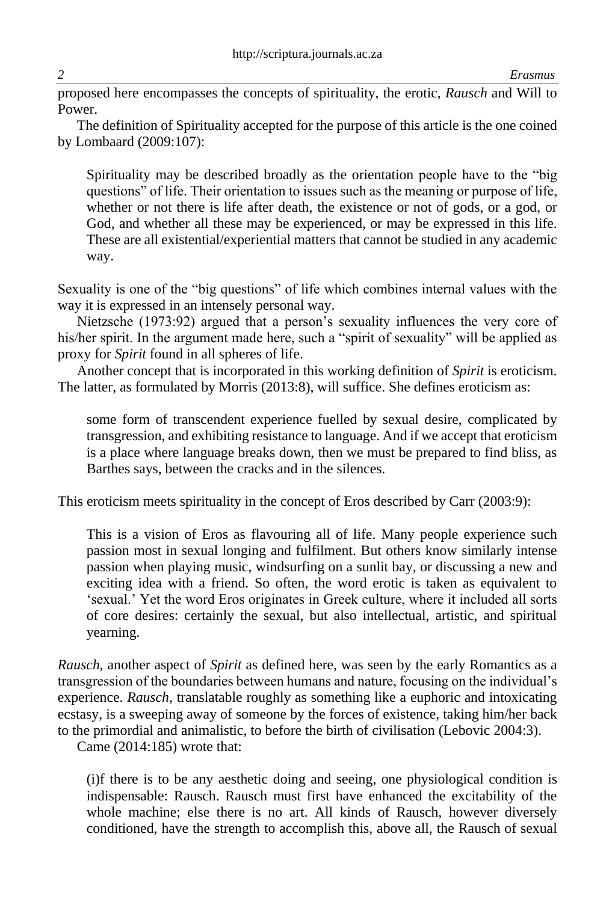proposed here encompasses the concepts of spirituality, the erotic, *Rausch* and Will to Power.

The definition of Spirituality accepted for the purpose of this article is the one coined by Lombaard (2009:107):

> Spirituality may be described broadly as the orientation people have to the "big questions" of life. Their orientation to issues such as the meaning or purpose of life, whether or not there is life after death, the existence or not of gods, or a god, or God, and whether all these may be experienced, or may be expressed in this life. These are all existential/experiential matters that cannot be studied in any academic way.

Sexuality is one of the "big questions" of life which combines internal values with the way it is expressed in an intensely personal way.

Nietzsche (1973:92) argued that a person's sexuality influences the very core of his/her spirit. In the argument made here, such a "spirit of sexuality" will be applied as proxy for *Spirit* found in all spheres of life.

Another concept that is incorporated in this working definition of *Spirit* is eroticism. The latter, as formulated by Morris (2013:8), will suffice. She defines eroticism as:

> some form of transcendent experience fuelled by sexual desire, complicated by transgression, and exhibiting resistance to language. And if we accept that eroticism is a place where language breaks down, then we must be prepared to find bliss, as Barthes says, between the cracks and in the silences.

This eroticism meets spirituality in the concept of Eros described by Carr (2003:9):

> This is a vision of Eros as flavouring all of life. Many people experience such passion most in sexual longing and fulfilment. But others know similarly intense passion when playing music, windsurfing on a sunlit bay, or discussing a new and exciting idea with a friend. So often, the word erotic is taken as equivalent to 'sexual.' Yet the word Eros originates in Greek culture, where it included all sorts of core desires: certainly the sexual, but also intellectual, artistic, and spiritual yearning.

*Rausch*, another aspect of *Spirit* as defined here, was seen by the early Romantics as a transgression of the boundaries between humans and nature, focusing on the individual's experience. *Rausch*, translatable roughly as something like a euphoric and intoxicating ecstasy, is a sweeping away of someone by the forces of existence, taking him/her back to the primordial and animalistic, to before the birth of civilisation (Lebovic 2004:3).

Came (2014:185) wrote that:

> (i)f there is to be any aesthetic doing and seeing, one physiological condition is indispensable: Rausch. Rausch must first have enhanced the excitability of the whole machine; else there is no art. All kinds of Rausch, however diversely conditioned, have the strength to accomplish this, above all, the Rausch of sexual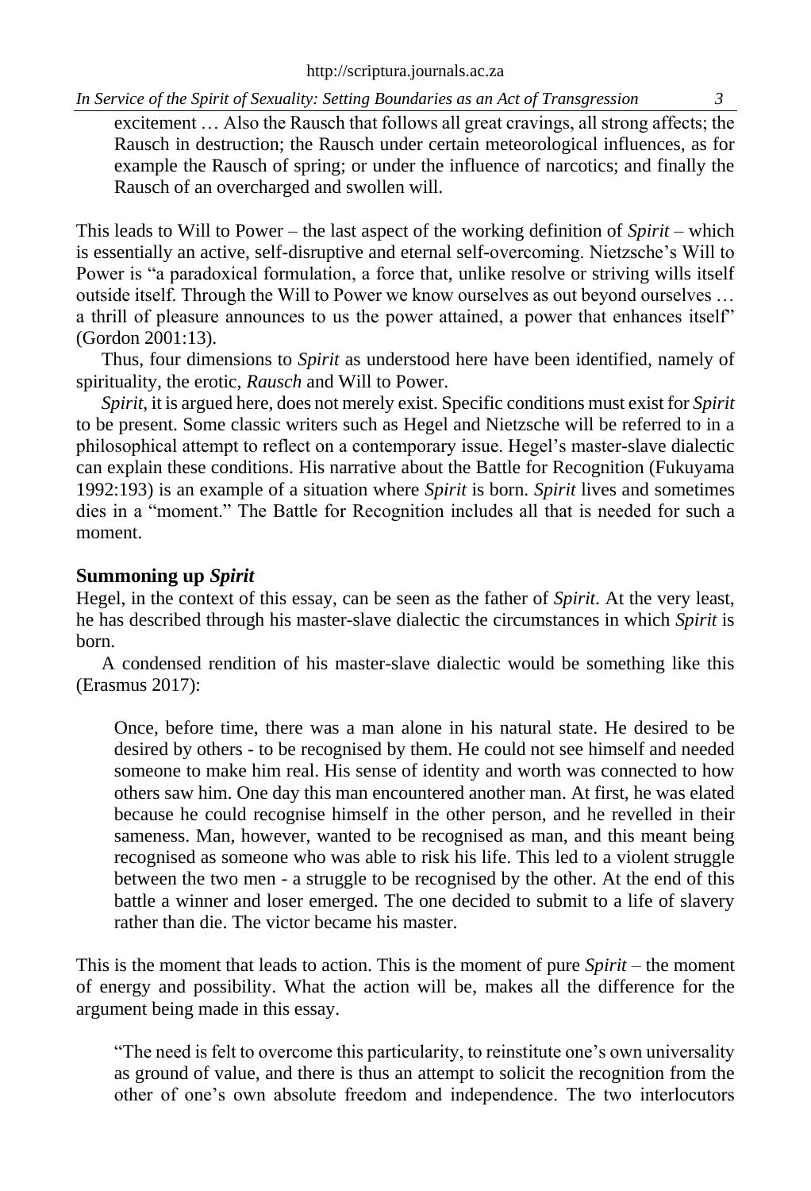> excitement … Also the Rausch that follows all great cravings, all strong affects; the Rausch in destruction; the Rausch under certain meteorological influences, as for example the Rausch of spring; or under the influence of narcotics; and finally the Rausch of an overcharged and swollen will.

This leads to Will to Power – the last aspect of the working definition of *Spirit* – which is essentially an active, self-disruptive and eternal self-overcoming. Nietzsche's Will to Power is "a paradoxical formulation, a force that, unlike resolve or striving wills itself outside itself. Through the Will to Power we know ourselves as out beyond ourselves … a thrill of pleasure announces to us the power attained, a power that enhances itself" (Gordon 2001:13).

Thus, four dimensions to *Spirit* as understood here have been identified, namely of spirituality, the erotic, *Rausch* and Will to Power.

*Spirit*, it is argued here, does not merely exist. Specific conditions must exist for *Spirit* to be present. Some classic writers such as Hegel and Nietzsche will be referred to in a philosophical attempt to reflect on a contemporary issue. Hegel's master-slave dialectic can explain these conditions. His narrative about the Battle for Recognition (Fukuyama 1992:193) is an example of a situation where *Spirit* is born. *Spirit* lives and sometimes dies in a "moment." The Battle for Recognition includes all that is needed for such a moment.

## Summoning up *Spirit*

Hegel, in the context of this essay, can be seen as the father of *Spirit*. At the very least, he has described through his master-slave dialectic the circumstances in which *Spirit* is born.

A condensed rendition of his master-slave dialectic would be something like this (Erasmus 2017):

> Once, before time, there was a man alone in his natural state. He desired to be desired by others - to be recognised by them. He could not see himself and needed someone to make him real. His sense of identity and worth was connected to how others saw him. One day this man encountered another man. At first, he was elated because he could recognise himself in the other person, and he revelled in their sameness. Man, however, wanted to be recognised as man, and this meant being recognised as someone who was able to risk his life. This led to a violent struggle between the two men - a struggle to be recognised by the other. At the end of this battle a winner and loser emerged. The one decided to submit to a life of slavery rather than die. The victor became his master.

This is the moment that leads to action. This is the moment of pure *Spirit* – the moment of energy and possibility. What the action will be, makes all the difference for the argument being made in this essay.

> "The need is felt to overcome this particularity, to reinstitute one's own universality as ground of value, and there is thus an attempt to solicit the recognition from the other of one's own absolute freedom and independence. The two interlocutors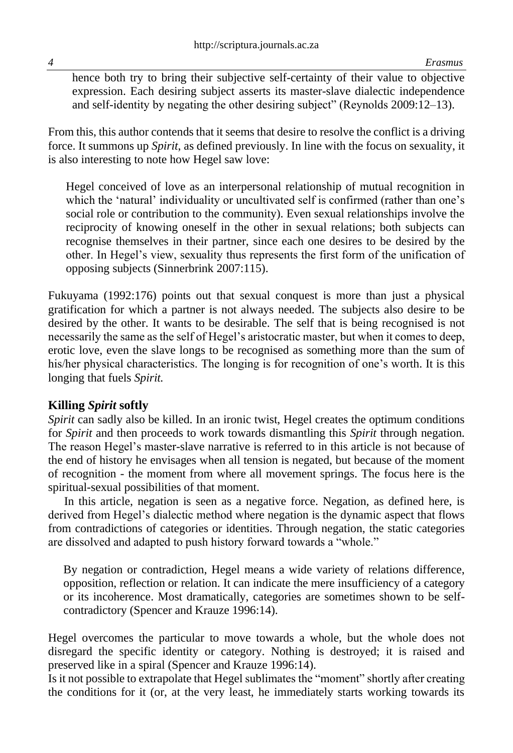hence both try to bring their subjective self-certainty of their value to objective expression. Each desiring subject asserts its master-slave dialectic independence and self-identity by negating the other desiring subject" (Reynolds 2009:12–13).

From this, this author contends that it seems that desire to resolve the conflict is a driving force. It summons up *Spirit*, as defined previously. In line with the focus on sexuality, it is also interesting to note how Hegel saw love:

> Hegel conceived of love as an interpersonal relationship of mutual recognition in which the 'natural' individuality or uncultivated self is confirmed (rather than one's social role or contribution to the community). Even sexual relationships involve the reciprocity of knowing oneself in the other in sexual relations; both subjects can recognise themselves in their partner, since each one desires to be desired by the other. In Hegel's view, sexuality thus represents the first form of the unification of opposing subjects (Sinnerbrink 2007:115).

Fukuyama (1992:176) points out that sexual conquest is more than just a physical gratification for which a partner is not always needed. The subjects also desire to be desired by the other. It wants to be desirable. The self that is being recognised is not necessarily the same as the self of Hegel's aristocratic master, but when it comes to deep, erotic love, even the slave longs to be recognised as something more than the sum of his/her physical characteristics. The longing is for recognition of one's worth. It is this longing that fuels *Spirit.*

## Killing *Spirit* softly

*Spirit* can sadly also be killed. In an ironic twist, Hegel creates the optimum conditions for *Spirit* and then proceeds to work towards dismantling this *Spirit* through negation. The reason Hegel's master-slave narrative is referred to in this article is not because of the end of history he envisages when all tension is negated, but because of the moment of recognition - the moment from where all movement springs. The focus here is the spiritual-sexual possibilities of that moment.

In this article, negation is seen as a negative force. Negation, as defined here, is derived from Hegel's dialectic method where negation is the dynamic aspect that flows from contradictions of categories or identities. Through negation, the static categories are dissolved and adapted to push history forward towards a "whole."

> By negation or contradiction, Hegel means a wide variety of relations difference, opposition, reflection or relation. It can indicate the mere insufficiency of a category or its incoherence. Most dramatically, categories are sometimes shown to be self-contradictory (Spencer and Krauze 1996:14).

Hegel overcomes the particular to move towards a whole, but the whole does not disregard the specific identity or category. Nothing is destroyed; it is raised and preserved like in a spiral (Spencer and Krauze 1996:14).

Is it not possible to extrapolate that Hegel sublimates the "moment" shortly after creating the conditions for it (or, at the very least, he immediately starts working towards its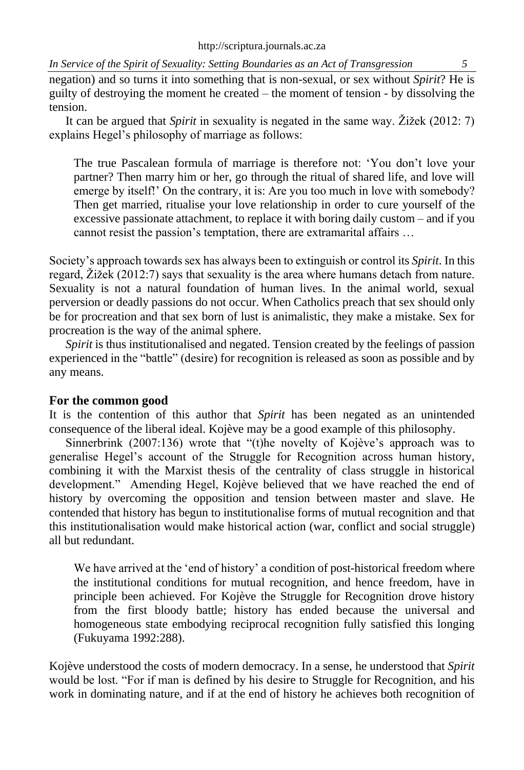negation) and so turns it into something that is non-sexual, or sex without *Spirit*? He is guilty of destroying the moment he created – the moment of tension - by dissolving the tension.

It can be argued that *Spirit* in sexuality is negated in the same way. Žižek (2012: 7) explains Hegel's philosophy of marriage as follows:

> The true Pascalean formula of marriage is therefore not: 'You don't love your partner? Then marry him or her, go through the ritual of shared life, and love will emerge by itself!' On the contrary, it is: Are you too much in love with somebody? Then get married, ritualise your love relationship in order to cure yourself of the excessive passionate attachment, to replace it with boring daily custom – and if you cannot resist the passion's temptation, there are extramarital affairs …

Society's approach towards sex has always been to extinguish or control its *Spirit*. In this regard, Žižek (2012:7) says that sexuality is the area where humans detach from nature. Sexuality is not a natural foundation of human lives. In the animal world, sexual perversion or deadly passions do not occur. When Catholics preach that sex should only be for procreation and that sex born of lust is animalistic, they make a mistake. Sex for procreation is the way of the animal sphere.

*Spirit* is thus institutionalised and negated. Tension created by the feelings of passion experienced in the "battle" (desire) for recognition is released as soon as possible and by any means.

## For the common good

It is the contention of this author that *Spirit* has been negated as an unintended consequence of the liberal ideal. Kojève may be a good example of this philosophy.

Sinnerbrink (2007:136) wrote that "(t)he novelty of Kojève's approach was to generalise Hegel's account of the Struggle for Recognition across human history, combining it with the Marxist thesis of the centrality of class struggle in historical development." Amending Hegel, Kojève believed that we have reached the end of history by overcoming the opposition and tension between master and slave. He contended that history has begun to institutionalise forms of mutual recognition and that this institutionalisation would make historical action (war, conflict and social struggle) all but redundant.

> We have arrived at the 'end of history' a condition of post-historical freedom where the institutional conditions for mutual recognition, and hence freedom, have in principle been achieved. For Kojève the Struggle for Recognition drove history from the first bloody battle; history has ended because the universal and homogeneous state embodying reciprocal recognition fully satisfied this longing (Fukuyama 1992:288).

Kojève understood the costs of modern democracy. In a sense, he understood that *Spirit* would be lost. "For if man is defined by his desire to Struggle for Recognition, and his work in dominating nature, and if at the end of history he achieves both recognition of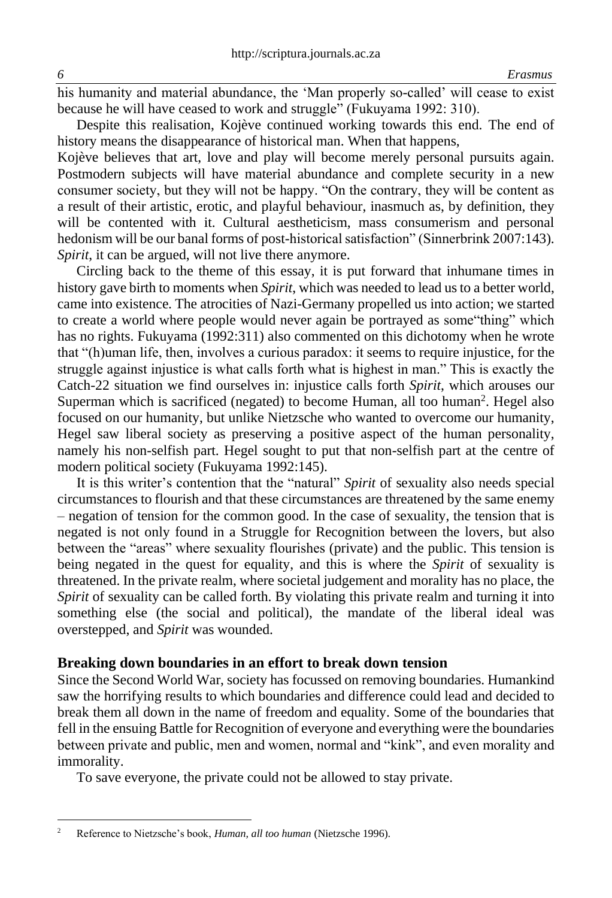his humanity and material abundance, the 'Man properly so-called' will cease to exist because he will have ceased to work and struggle" (Fukuyama 1992: 310).

Despite this realisation, Kojève continued working towards this end. The end of history means the disappearance of historical man. When that happens, Kojève believes that art, love and play will become merely personal pursuits again. Postmodern subjects will have material abundance and complete security in a new consumer society, but they will not be happy. "On the contrary, they will be content as a result of their artistic, erotic, and playful behaviour, inasmuch as, by definition, they will be contented with it. Cultural aestheticism, mass consumerism and personal hedonism will be our banal forms of post-historical satisfaction" (Sinnerbrink 2007:143). *Spirit*, it can be argued, will not live there anymore.

Circling back to the theme of this essay, it is put forward that inhumane times in history gave birth to moments when *Spirit*, which was needed to lead us to a better world, came into existence. The atrocities of Nazi-Germany propelled us into action; we started to create a world where people would never again be portrayed as some"thing" which has no rights. Fukuyama (1992:311) also commented on this dichotomy when he wrote that "(h)uman life, then, involves a curious paradox: it seems to require injustice, for the struggle against injustice is what calls forth what is highest in man." This is exactly the Catch-22 situation we find ourselves in: injustice calls forth *Spirit*, which arouses our Superman which is sacrificed (negated) to become Human, all too human[2]. Hegel also focused on our humanity, but unlike Nietzsche who wanted to overcome our humanity, Hegel saw liberal society as preserving a positive aspect of the human personality, namely his non-selfish part. Hegel sought to put that non-selfish part at the centre of modern political society (Fukuyama 1992:145).

It is this writer's contention that the "natural" *Spirit* of sexuality also needs special circumstances to flourish and that these circumstances are threatened by the same enemy – negation of tension for the common good. In the case of sexuality, the tension that is negated is not only found in a Struggle for Recognition between the lovers, but also between the "areas" where sexuality flourishes (private) and the public. This tension is being negated in the quest for equality, and this is where the *Spirit* of sexuality is threatened. In the private realm, where societal judgement and morality has no place, the *Spirit* of sexuality can be called forth. By violating this private realm and turning it into something else (the social and political), the mandate of the liberal ideal was overstepped, and *Spirit* was wounded.

## Breaking down boundaries in an effort to break down tension

Since the Second World War, society has focussed on removing boundaries. Humankind saw the horrifying results to which boundaries and difference could lead and decided to break them all down in the name of freedom and equality. Some of the boundaries that fell in the ensuing Battle for Recognition of everyone and everything were the boundaries between private and public, men and women, normal and "kink", and even morality and immorality.

To save everyone, the private could not be allowed to stay private.

---

[2] Reference to Nietzsche's book, *Human, all too human* (Nietzsche 1996).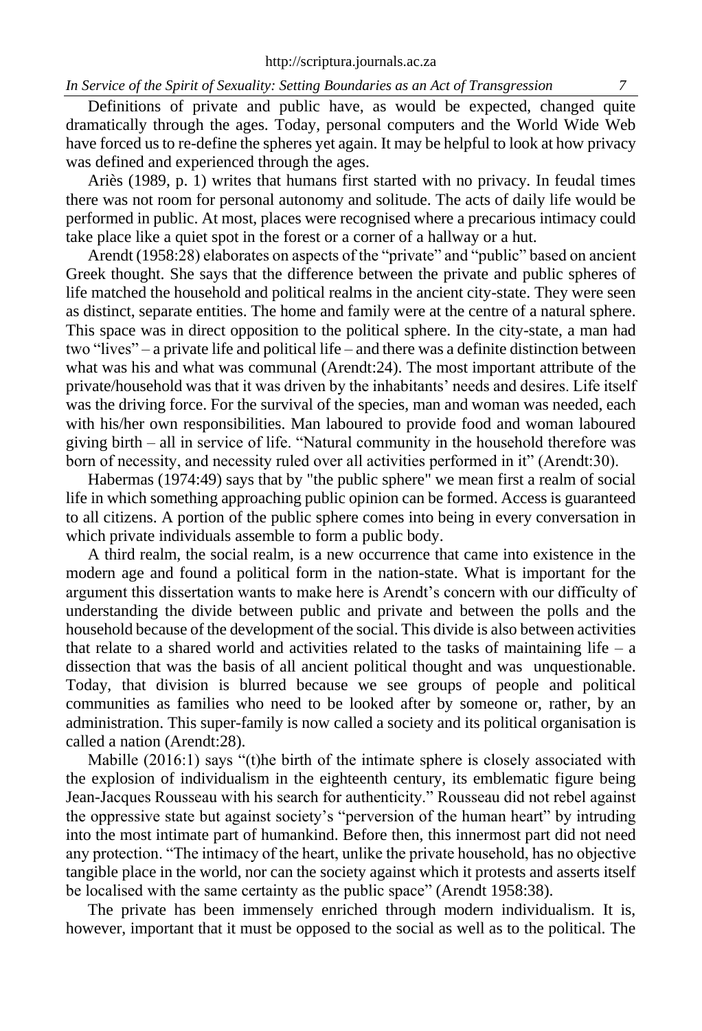Definitions of private and public have, as would be expected, changed quite dramatically through the ages. Today, personal computers and the World Wide Web have forced us to re-define the spheres yet again. It may be helpful to look at how privacy was defined and experienced through the ages.

Ariès (1989, p. 1) writes that humans first started with no privacy. In feudal times there was not room for personal autonomy and solitude. The acts of daily life would be performed in public. At most, places were recognised where a precarious intimacy could take place like a quiet spot in the forest or a corner of a hallway or a hut.

Arendt (1958:28) elaborates on aspects of the "private" and "public" based on ancient Greek thought. She says that the difference between the private and public spheres of life matched the household and political realms in the ancient city-state. They were seen as distinct, separate entities. The home and family were at the centre of a natural sphere. This space was in direct opposition to the political sphere. In the city-state, a man had two "lives" – a private life and political life – and there was a definite distinction between what was his and what was communal (Arendt:24). The most important attribute of the private/household was that it was driven by the inhabitants' needs and desires. Life itself was the driving force. For the survival of the species, man and woman was needed, each with his/her own responsibilities. Man laboured to provide food and woman laboured giving birth – all in service of life. "Natural community in the household therefore was born of necessity, and necessity ruled over all activities performed in it" (Arendt:30).

Habermas (1974:49) says that by "the public sphere" we mean first a realm of social life in which something approaching public opinion can be formed. Access is guaranteed to all citizens. A portion of the public sphere comes into being in every conversation in which private individuals assemble to form a public body.

A third realm, the social realm, is a new occurrence that came into existence in the modern age and found a political form in the nation-state. What is important for the argument this dissertation wants to make here is Arendt's concern with our difficulty of understanding the divide between public and private and between the polls and the household because of the development of the social. This divide is also between activities that relate to a shared world and activities related to the tasks of maintaining life – a dissection that was the basis of all ancient political thought and was unquestionable. Today, that division is blurred because we see groups of people and political communities as families who need to be looked after by someone or, rather, by an administration. This super-family is now called a society and its political organisation is called a nation (Arendt:28).

Mabille (2016:1) says "(t)he birth of the intimate sphere is closely associated with the explosion of individualism in the eighteenth century, its emblematic figure being Jean-Jacques Rousseau with his search for authenticity." Rousseau did not rebel against the oppressive state but against society's "perversion of the human heart" by intruding into the most intimate part of humankind. Before then, this innermost part did not need any protection. "The intimacy of the heart, unlike the private household, has no objective tangible place in the world, nor can the society against which it protests and asserts itself be localised with the same certainty as the public space" (Arendt 1958:38).

The private has been immensely enriched through modern individualism. It is, however, important that it must be opposed to the social as well as to the political. The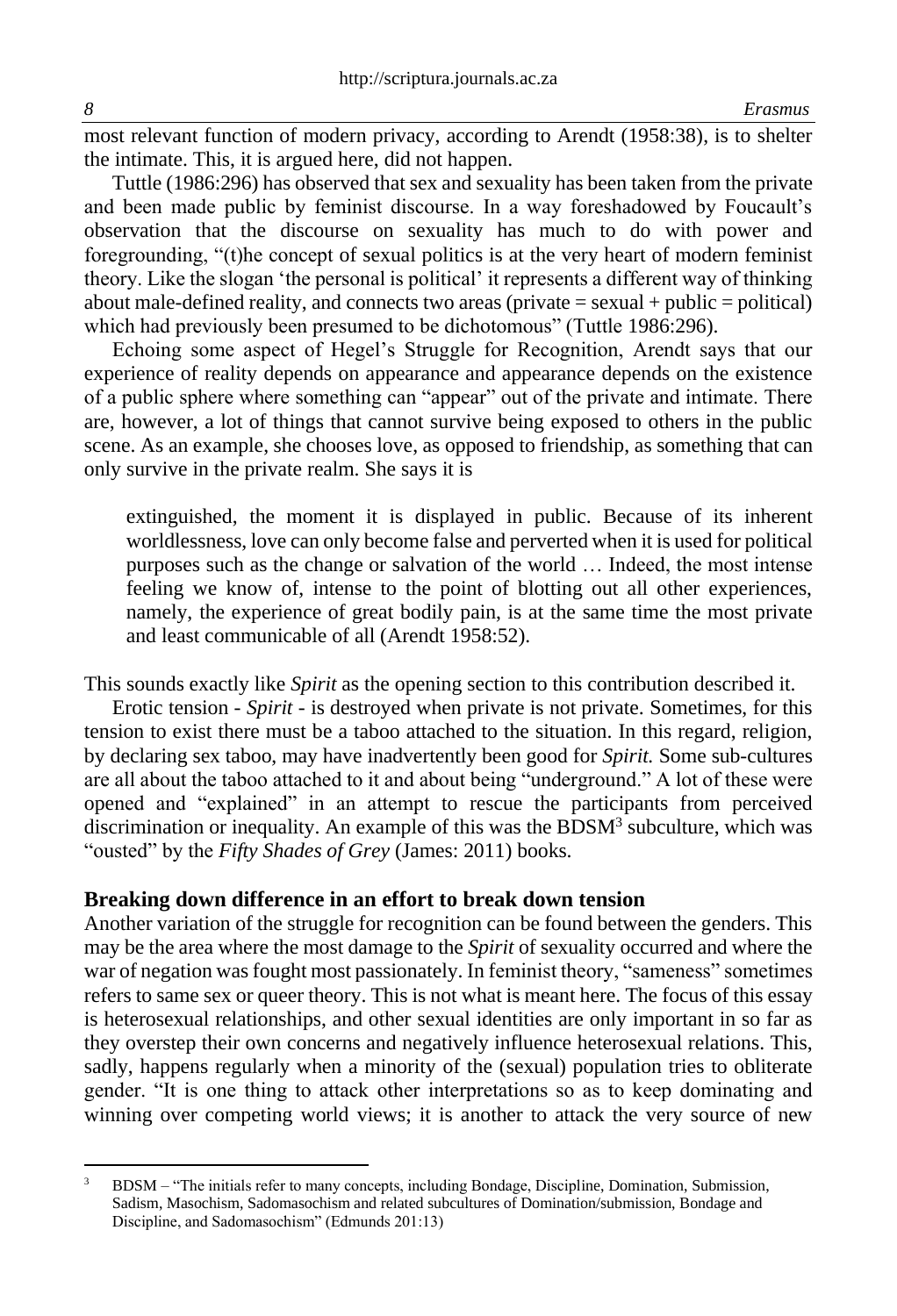most relevant function of modern privacy, according to Arendt (1958:38), is to shelter the intimate. This, it is argued here, did not happen.

Tuttle (1986:296) has observed that sex and sexuality has been taken from the private and been made public by feminist discourse. In a way foreshadowed by Foucault's observation that the discourse on sexuality has much to do with power and foregrounding, "(t)he concept of sexual politics is at the very heart of modern feminist theory. Like the slogan 'the personal is political' it represents a different way of thinking about male-defined reality, and connects two areas (private = sexual + public = political) which had previously been presumed to be dichotomous" (Tuttle 1986:296).

Echoing some aspect of Hegel's Struggle for Recognition, Arendt says that our experience of reality depends on appearance and appearance depends on the existence of a public sphere where something can "appear" out of the private and intimate. There are, however, a lot of things that cannot survive being exposed to others in the public scene. As an example, she chooses love, as opposed to friendship, as something that can only survive in the private realm. She says it is

> extinguished, the moment it is displayed in public. Because of its inherent worldlessness, love can only become false and perverted when it is used for political purposes such as the change or salvation of the world … Indeed, the most intense feeling we know of, intense to the point of blotting out all other experiences, namely, the experience of great bodily pain, is at the same time the most private and least communicable of all (Arendt 1958:52).

This sounds exactly like *Spirit* as the opening section to this contribution described it.

Erotic tension - *Spirit* - is destroyed when private is not private. Sometimes, for this tension to exist there must be a taboo attached to the situation. In this regard, religion, by declaring sex taboo, may have inadvertently been good for *Spirit.* Some sub-cultures are all about the taboo attached to it and about being "underground." A lot of these were opened and "explained" in an attempt to rescue the participants from perceived discrimination or inequality. An example of this was the BDSM[3] subculture, which was "ousted" by the *Fifty Shades of Grey* (James: 2011) books.

## Breaking down difference in an effort to break down tension

Another variation of the struggle for recognition can be found between the genders. This may be the area where the most damage to the *Spirit* of sexuality occurred and where the war of negation was fought most passionately. In feminist theory, "sameness" sometimes refers to same sex or queer theory. This is not what is meant here. The focus of this essay is heterosexual relationships, and other sexual identities are only important in so far as they overstep their own concerns and negatively influence heterosexual relations. This, sadly, happens regularly when a minority of the (sexual) population tries to obliterate gender. "It is one thing to attack other interpretations so as to keep dominating and winning over competing world views; it is another to attack the very source of new

---

[3] BDSM – "The initials refer to many concepts, including Bondage, Discipline, Domination, Submission, Sadism, Masochism, Sadomasochism and related subcultures of Domination/submission, Bondage and Discipline, and Sadomasochism" (Edmunds 201:13)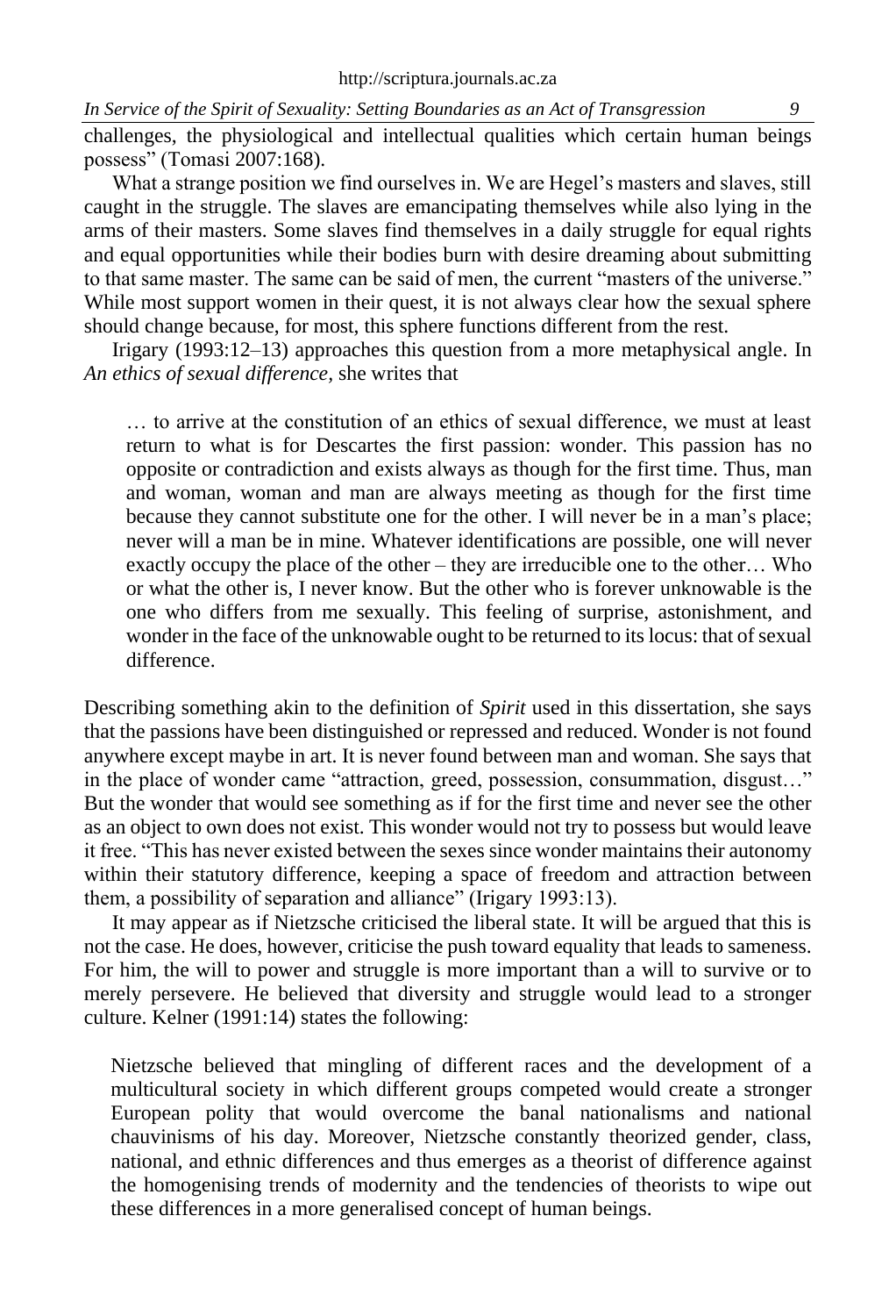challenges, the physiological and intellectual qualities which certain human beings possess" (Tomasi 2007:168).

What a strange position we find ourselves in. We are Hegel's masters and slaves, still caught in the struggle. The slaves are emancipating themselves while also lying in the arms of their masters. Some slaves find themselves in a daily struggle for equal rights and equal opportunities while their bodies burn with desire dreaming about submitting to that same master. The same can be said of men, the current "masters of the universe." While most support women in their quest, it is not always clear how the sexual sphere should change because, for most, this sphere functions different from the rest.

Irigary (1993:12–13) approaches this question from a more metaphysical angle. In *An ethics of sexual difference,* she writes that

> … to arrive at the constitution of an ethics of sexual difference, we must at least return to what is for Descartes the first passion: wonder. This passion has no opposite or contradiction and exists always as though for the first time. Thus, man and woman, woman and man are always meeting as though for the first time because they cannot substitute one for the other. I will never be in a man's place; never will a man be in mine. Whatever identifications are possible, one will never exactly occupy the place of the other – they are irreducible one to the other… Who or what the other is, I never know. But the other who is forever unknowable is the one who differs from me sexually. This feeling of surprise, astonishment, and wonder in the face of the unknowable ought to be returned to its locus: that of sexual difference.

Describing something akin to the definition of *Spirit* used in this dissertation, she says that the passions have been distinguished or repressed and reduced. Wonder is not found anywhere except maybe in art. It is never found between man and woman. She says that in the place of wonder came "attraction, greed, possession, consummation, disgust…" But the wonder that would see something as if for the first time and never see the other as an object to own does not exist. This wonder would not try to possess but would leave it free. "This has never existed between the sexes since wonder maintains their autonomy within their statutory difference, keeping a space of freedom and attraction between them, a possibility of separation and alliance" (Irigary 1993:13).

It may appear as if Nietzsche criticised the liberal state. It will be argued that this is not the case. He does, however, criticise the push toward equality that leads to sameness. For him, the will to power and struggle is more important than a will to survive or to merely persevere. He believed that diversity and struggle would lead to a stronger culture. Kelner (1991:14) states the following:

> Nietzsche believed that mingling of different races and the development of a multicultural society in which different groups competed would create a stronger European polity that would overcome the banal nationalisms and national chauvinisms of his day. Moreover, Nietzsche constantly theorized gender, class, national, and ethnic differences and thus emerges as a theorist of difference against the homogenising trends of modernity and the tendencies of theorists to wipe out these differences in a more generalised concept of human beings.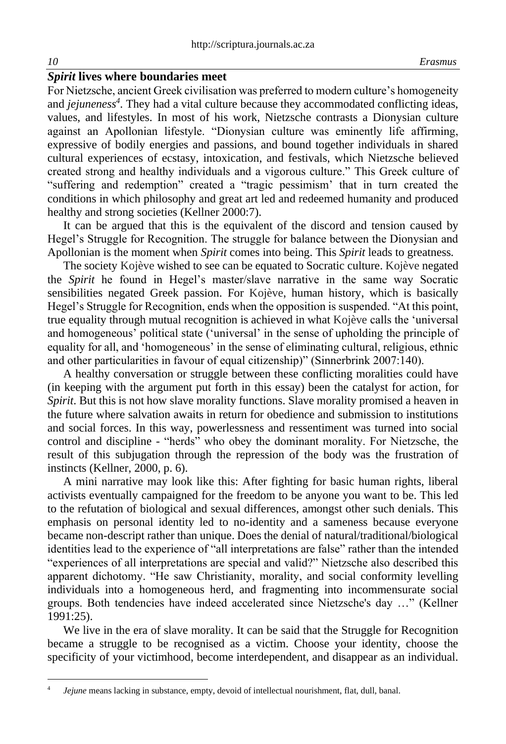## *Spirit* lives where boundaries meet

For Nietzsche, ancient Greek civilisation was preferred to modern culture's homogeneity and *jejuneness*[4]. They had a vital culture because they accommodated conflicting ideas, values, and lifestyles. In most of his work, Nietzsche contrasts a Dionysian culture against an Apollonian lifestyle. "Dionysian culture was eminently life affirming, expressive of bodily energies and passions, and bound together individuals in shared cultural experiences of ecstasy, intoxication, and festivals, which Nietzsche believed created strong and healthy individuals and a vigorous culture." This Greek culture of "suffering and redemption" created a "tragic pessimism' that in turn created the conditions in which philosophy and great art led and redeemed humanity and produced healthy and strong societies (Kellner 2000:7).

It can be argued that this is the equivalent of the discord and tension caused by Hegel's Struggle for Recognition. The struggle for balance between the Dionysian and Apollonian is the moment when *Spirit* comes into being. This *Spirit* leads to greatness.

The society Kojève wished to see can be equated to Socratic culture. Kojève negated the *Spirit* he found in Hegel's master/slave narrative in the same way Socratic sensibilities negated Greek passion. For Kojève, human history, which is basically Hegel's Struggle for Recognition, ends when the opposition is suspended. "At this point, true equality through mutual recognition is achieved in what Kojève calls the 'universal and homogeneous' political state ('universal' in the sense of upholding the principle of equality for all, and 'homogeneous' in the sense of eliminating cultural, religious, ethnic and other particularities in favour of equal citizenship)" (Sinnerbrink 2007:140).

A healthy conversation or struggle between these conflicting moralities could have (in keeping with the argument put forth in this essay) been the catalyst for action, for *Spirit*. But this is not how slave morality functions. Slave morality promised a heaven in the future where salvation awaits in return for obedience and submission to institutions and social forces. In this way, powerlessness and ressentiment was turned into social control and discipline - "herds" who obey the dominant morality. For Nietzsche, the result of this subjugation through the repression of the body was the frustration of instincts (Kellner, 2000, p. 6).

A mini narrative may look like this: After fighting for basic human rights, liberal activists eventually campaigned for the freedom to be anyone you want to be. This led to the refutation of biological and sexual differences, amongst other such denials. This emphasis on personal identity led to no-identity and a sameness because everyone became non-descript rather than unique. Does the denial of natural/traditional/biological identities lead to the experience of "all interpretations are false" rather than the intended "experiences of all interpretations are special and valid?" Nietzsche also described this apparent dichotomy. "He saw Christianity, morality, and social conformity levelling individuals into a homogeneous herd, and fragmenting into incommensurate social groups. Both tendencies have indeed accelerated since Nietzsche's day …" (Kellner 1991:25).

We live in the era of slave morality. It can be said that the Struggle for Recognition became a struggle to be recognised as a victim. Choose your identity, choose the specificity of your victimhood, become interdependent, and disappear as an individual.

---

[4] *Jejune* means lacking in substance, empty, devoid of intellectual nourishment, flat, dull, banal.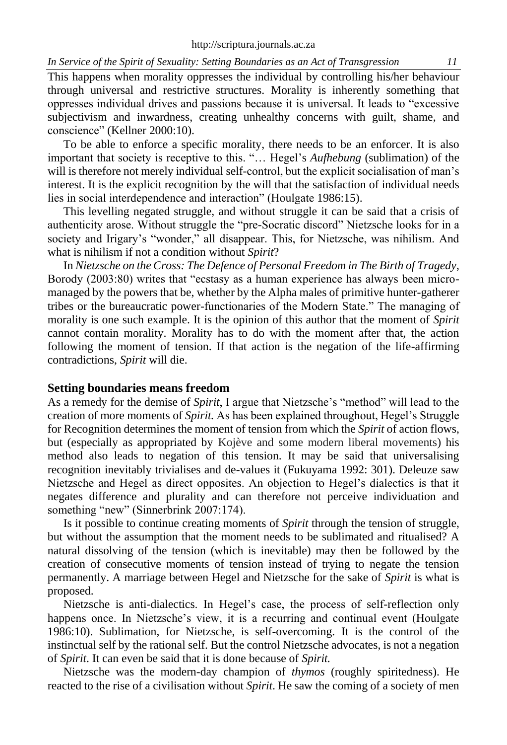This happens when morality oppresses the individual by controlling his/her behaviour through universal and restrictive structures. Morality is inherently something that oppresses individual drives and passions because it is universal. It leads to "excessive subjectivism and inwardness, creating unhealthy concerns with guilt, shame, and conscience" (Kellner 2000:10).

To be able to enforce a specific morality, there needs to be an enforcer. It is also important that society is receptive to this. "… Hegel's *Aufhebung* (sublimation) of the will is therefore not merely individual self-control, but the explicit socialisation of man's interest. It is the explicit recognition by the will that the satisfaction of individual needs lies in social interdependence and interaction" (Houlgate 1986:15).

This levelling negated struggle, and without struggle it can be said that a crisis of authenticity arose. Without struggle the "pre-Socratic discord" Nietzsche looks for in a society and Irigary's "wonder," all disappear. This, for Nietzsche, was nihilism. And what is nihilism if not a condition without *Spirit*?

In *Nietzsche on the Cross: The Defence of Personal Freedom in The Birth of Tragedy*, Borody (2003:80) writes that "ecstasy as a human experience has always been micro-managed by the powers that be, whether by the Alpha males of primitive hunter-gatherer tribes or the bureaucratic power-functionaries of the Modern State." The managing of morality is one such example. It is the opinion of this author that the moment of *Spirit* cannot contain morality. Morality has to do with the moment after that, the action following the moment of tension. If that action is the negation of the life-affirming contradictions, *Spirit* will die.

## Setting boundaries means freedom

As a remedy for the demise of *Spirit*, I argue that Nietzsche's "method" will lead to the creation of more moments of *Spirit.* As has been explained throughout, Hegel's Struggle for Recognition determines the moment of tension from which the *Spirit* of action flows, but (especially as appropriated by Kojève and some modern liberal movements) his method also leads to negation of this tension. It may be said that universalising recognition inevitably trivialises and de-values it (Fukuyama 1992: 301). Deleuze saw Nietzsche and Hegel as direct opposites. An objection to Hegel's dialectics is that it negates difference and plurality and can therefore not perceive individuation and something "new" (Sinnerbrink 2007:174).

Is it possible to continue creating moments of *Spirit* through the tension of struggle, but without the assumption that the moment needs to be sublimated and ritualised? A natural dissolving of the tension (which is inevitable) may then be followed by the creation of consecutive moments of tension instead of trying to negate the tension permanently. A marriage between Hegel and Nietzsche for the sake of *Spirit* is what is proposed.

Nietzsche is anti-dialectics. In Hegel's case, the process of self-reflection only happens once. In Nietzsche's view, it is a recurring and continual event (Houlgate 1986:10). Sublimation, for Nietzsche, is self-overcoming. It is the control of the instinctual self by the rational self. But the control Nietzsche advocates, is not a negation of *Spirit*. It can even be said that it is done because of *Spirit.*

Nietzsche was the modern-day champion of *thymos* (roughly spiritedness). He reacted to the rise of a civilisation without *Spirit*. He saw the coming of a society of men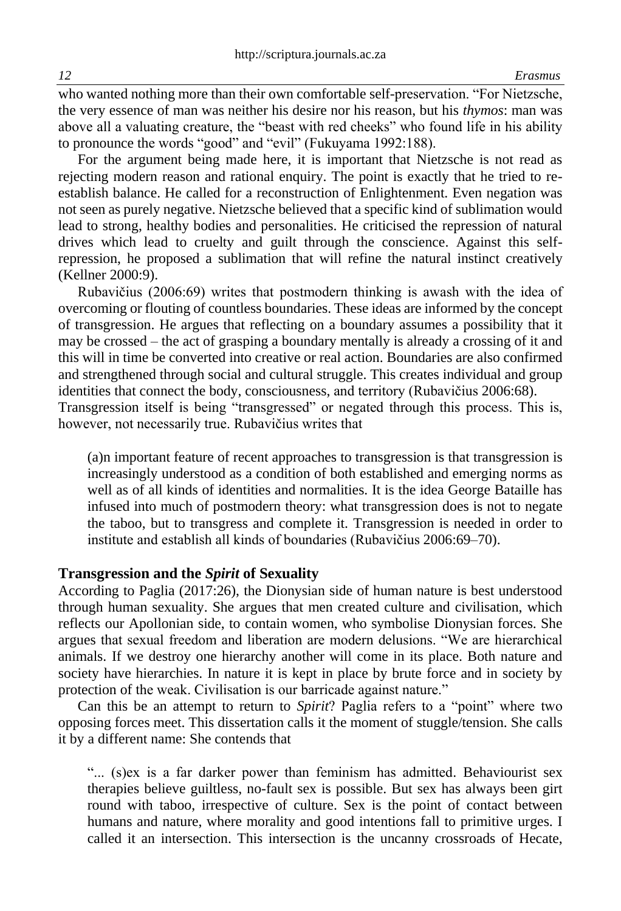who wanted nothing more than their own comfortable self-preservation. "For Nietzsche, the very essence of man was neither his desire nor his reason, but his *thymos*: man was above all a valuating creature, the "beast with red cheeks" who found life in his ability to pronounce the words "good" and "evil" (Fukuyama 1992:188).

For the argument being made here, it is important that Nietzsche is not read as rejecting modern reason and rational enquiry. The point is exactly that he tried to re-establish balance. He called for a reconstruction of Enlightenment. Even negation was not seen as purely negative. Nietzsche believed that a specific kind of sublimation would lead to strong, healthy bodies and personalities. He criticised the repression of natural drives which lead to cruelty and guilt through the conscience. Against this self-repression, he proposed a sublimation that will refine the natural instinct creatively (Kellner 2000:9).

Rubavičius (2006:69) writes that postmodern thinking is awash with the idea of overcoming or flouting of countless boundaries. These ideas are informed by the concept of transgression. He argues that reflecting on a boundary assumes a possibility that it may be crossed – the act of grasping a boundary mentally is already a crossing of it and this will in time be converted into creative or real action. Boundaries are also confirmed and strengthened through social and cultural struggle. This creates individual and group identities that connect the body, consciousness, and territory (Rubavičius 2006:68). Transgression itself is being "transgressed" or negated through this process. This is, however, not necessarily true. Rubavičius writes that

> (a)n important feature of recent approaches to transgression is that transgression is increasingly understood as a condition of both established and emerging norms as well as of all kinds of identities and normalities. It is the idea George Bataille has infused into much of postmodern theory: what transgression does is not to negate the taboo, but to transgress and complete it. Transgression is needed in order to institute and establish all kinds of boundaries (Rubavičius 2006:69–70).

## Transgression and the *Spirit* of Sexuality

According to Paglia (2017:26), the Dionysian side of human nature is best understood through human sexuality. She argues that men created culture and civilisation, which reflects our Apollonian side, to contain women, who symbolise Dionysian forces. She argues that sexual freedom and liberation are modern delusions. "We are hierarchical animals. If we destroy one hierarchy another will come in its place. Both nature and society have hierarchies. In nature it is kept in place by brute force and in society by protection of the weak. Civilisation is our barricade against nature."

Can this be an attempt to return to *Spirit*? Paglia refers to a "point" where two opposing forces meet. This dissertation calls it the moment of stuggle/tension. She calls it by a different name: She contends that

> "... (s)ex is a far darker power than feminism has admitted. Behaviourist sex therapies believe guiltless, no-fault sex is possible. But sex has always been girt round with taboo, irrespective of culture. Sex is the point of contact between humans and nature, where morality and good intentions fall to primitive urges. I called it an intersection. This intersection is the uncanny crossroads of Hecate,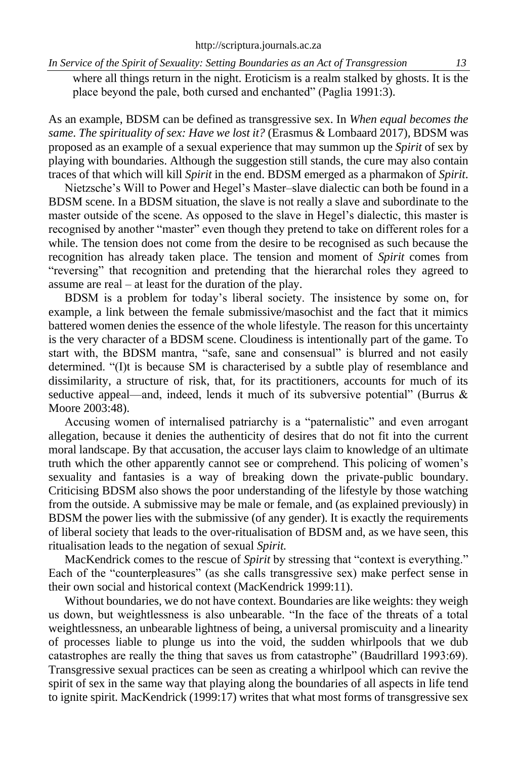where all things return in the night. Eroticism is a realm stalked by ghosts. It is the place beyond the pale, both cursed and enchanted" (Paglia 1991:3).

As an example, BDSM can be defined as transgressive sex. In *When equal becomes the same. The spirituality of sex: Have we lost it?* (Erasmus & Lombaard 2017), BDSM was proposed as an example of a sexual experience that may summon up the *Spirit* of sex by playing with boundaries. Although the suggestion still stands, the cure may also contain traces of that which will kill *Spirit* in the end. BDSM emerged as a pharmakon of *Spirit*.

Nietzsche's Will to Power and Hegel's Master–slave dialectic can both be found in a BDSM scene. In a BDSM situation, the slave is not really a slave and subordinate to the master outside of the scene. As opposed to the slave in Hegel's dialectic, this master is recognised by another "master" even though they pretend to take on different roles for a while. The tension does not come from the desire to be recognised as such because the recognition has already taken place. The tension and moment of *Spirit* comes from "reversing" that recognition and pretending that the hierarchal roles they agreed to assume are real – at least for the duration of the play.

BDSM is a problem for today's liberal society. The insistence by some on, for example, a link between the female submissive/masochist and the fact that it mimics battered women denies the essence of the whole lifestyle. The reason for this uncertainty is the very character of a BDSM scene. Cloudiness is intentionally part of the game. To start with, the BDSM mantra, "safe, sane and consensual" is blurred and not easily determined. "(I)t is because SM is characterised by a subtle play of resemblance and dissimilarity, a structure of risk, that, for its practitioners, accounts for much of its seductive appeal—and, indeed, lends it much of its subversive potential" (Burrus & Moore 2003:48).

Accusing women of internalised patriarchy is a "paternalistic" and even arrogant allegation, because it denies the authenticity of desires that do not fit into the current moral landscape. By that accusation, the accuser lays claim to knowledge of an ultimate truth which the other apparently cannot see or comprehend. This policing of women's sexuality and fantasies is a way of breaking down the private-public boundary. Criticising BDSM also shows the poor understanding of the lifestyle by those watching from the outside. A submissive may be male or female, and (as explained previously) in BDSM the power lies with the submissive (of any gender). It is exactly the requirements of liberal society that leads to the over-ritualisation of BDSM and, as we have seen, this ritualisation leads to the negation of sexual *Spirit.*

MacKendrick comes to the rescue of *Spirit* by stressing that "context is everything." Each of the "counterpleasures" (as she calls transgressive sex) make perfect sense in their own social and historical context (MacKendrick 1999:11).

Without boundaries, we do not have context. Boundaries are like weights: they weigh us down, but weightlessness is also unbearable. "In the face of the threats of a total weightlessness, an unbearable lightness of being, a universal promiscuity and a linearity of processes liable to plunge us into the void, the sudden whirlpools that we dub catastrophes are really the thing that saves us from catastrophe" (Baudrillard 1993:69). Transgressive sexual practices can be seen as creating a whirlpool which can revive the spirit of sex in the same way that playing along the boundaries of all aspects in life tend to ignite spirit. MacKendrick (1999:17) writes that what most forms of transgressive sex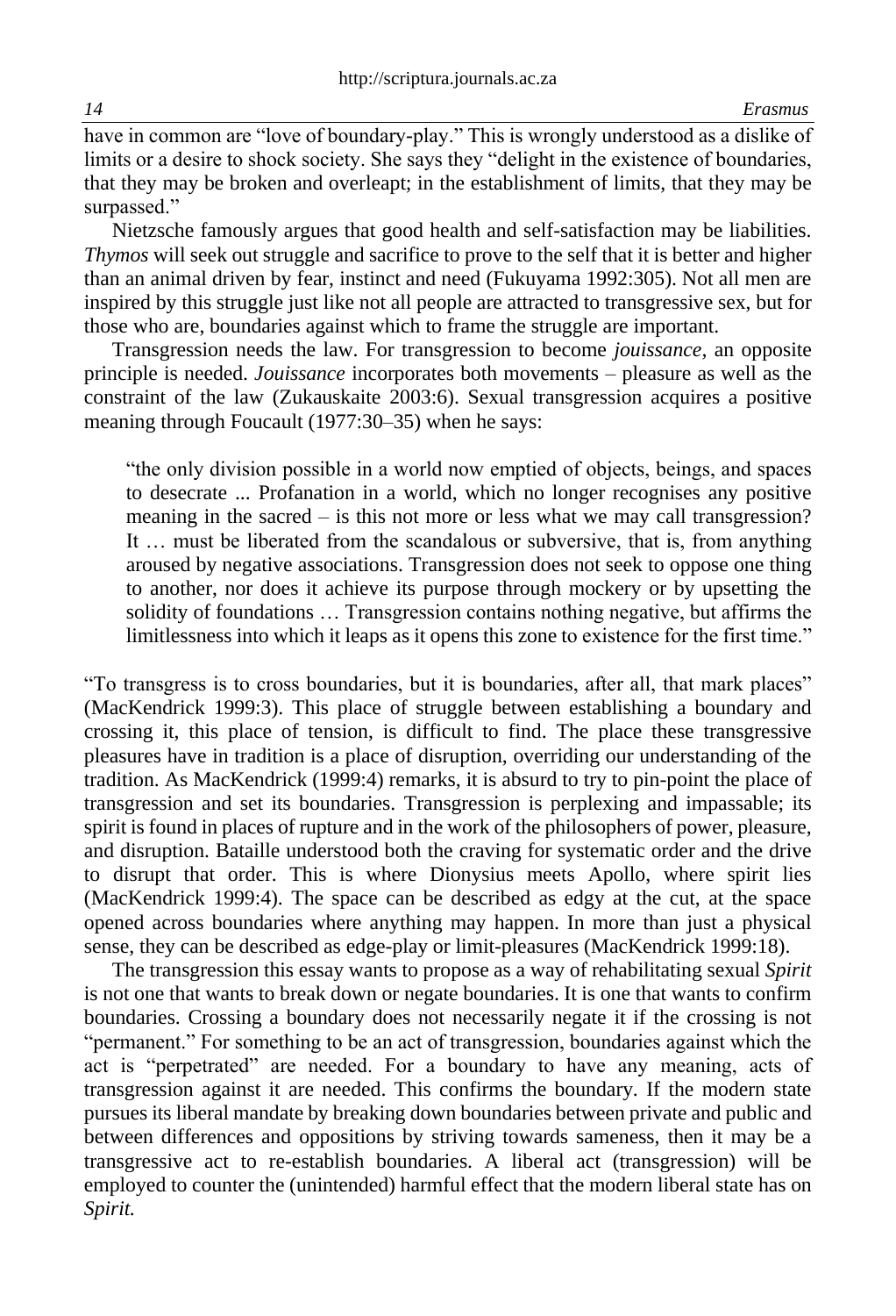have in common are "love of boundary-play." This is wrongly understood as a dislike of limits or a desire to shock society. She says they "delight in the existence of boundaries, that they may be broken and overleapt; in the establishment of limits, that they may be surpassed."

Nietzsche famously argues that good health and self-satisfaction may be liabilities. *Thymos* will seek out struggle and sacrifice to prove to the self that it is better and higher than an animal driven by fear, instinct and need (Fukuyama 1992:305). Not all men are inspired by this struggle just like not all people are attracted to transgressive sex, but for those who are, boundaries against which to frame the struggle are important.

Transgression needs the law. For transgression to become *jouissance*, an opposite principle is needed. *Jouissance* incorporates both movements – pleasure as well as the constraint of the law (Zukauskaite 2003:6). Sexual transgression acquires a positive meaning through Foucault (1977:30–35) when he says:

> "the only division possible in a world now emptied of objects, beings, and spaces to desecrate ... Profanation in a world, which no longer recognises any positive meaning in the sacred – is this not more or less what we may call transgression? It … must be liberated from the scandalous or subversive, that is, from anything aroused by negative associations. Transgression does not seek to oppose one thing to another, nor does it achieve its purpose through mockery or by upsetting the solidity of foundations … Transgression contains nothing negative, but affirms the limitlessness into which it leaps as it opens this zone to existence for the first time."

"To transgress is to cross boundaries, but it is boundaries, after all, that mark places" (MacKendrick 1999:3). This place of struggle between establishing a boundary and crossing it, this place of tension, is difficult to find. The place these transgressive pleasures have in tradition is a place of disruption, overriding our understanding of the tradition. As MacKendrick (1999:4) remarks, it is absurd to try to pin-point the place of transgression and set its boundaries. Transgression is perplexing and impassable; its spirit is found in places of rupture and in the work of the philosophers of power, pleasure, and disruption. Bataille understood both the craving for systematic order and the drive to disrupt that order. This is where Dionysius meets Apollo, where spirit lies (MacKendrick 1999:4). The space can be described as edgy at the cut, at the space opened across boundaries where anything may happen. In more than just a physical sense, they can be described as edge-play or limit-pleasures (MacKendrick 1999:18).

The transgression this essay wants to propose as a way of rehabilitating sexual *Spirit* is not one that wants to break down or negate boundaries. It is one that wants to confirm boundaries. Crossing a boundary does not necessarily negate it if the crossing is not "permanent." For something to be an act of transgression, boundaries against which the act is "perpetrated" are needed. For a boundary to have any meaning, acts of transgression against it are needed. This confirms the boundary. If the modern state pursues its liberal mandate by breaking down boundaries between private and public and between differences and oppositions by striving towards sameness, then it may be a transgressive act to re-establish boundaries. A liberal act (transgression) will be employed to counter the (unintended) harmful effect that the modern liberal state has on *Spirit.*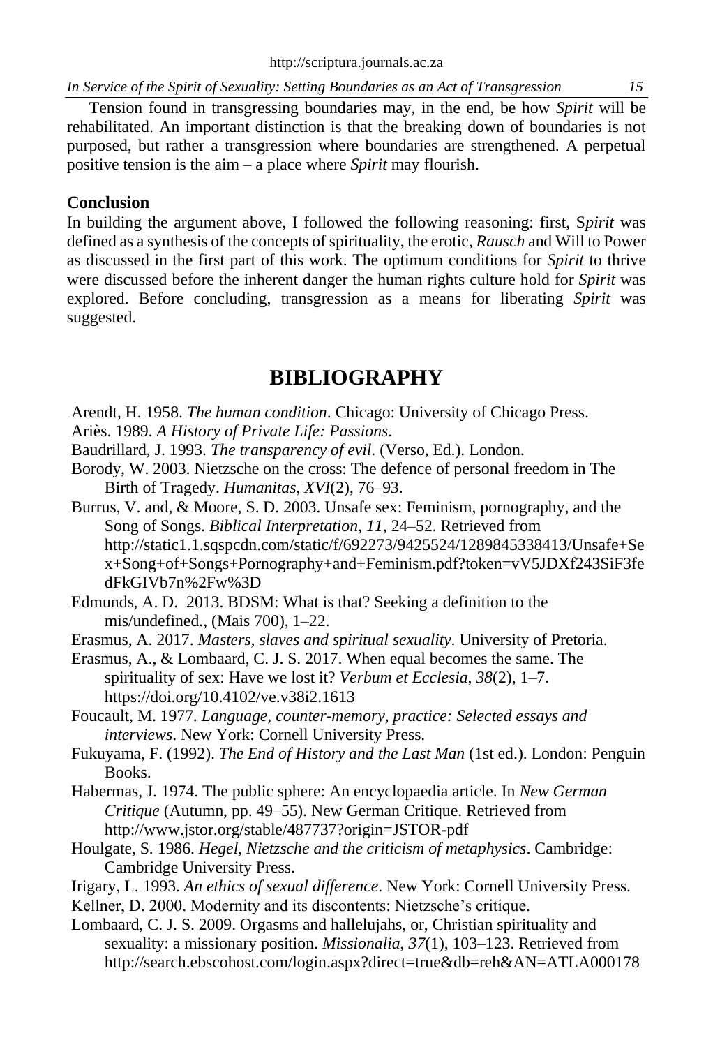Tension found in transgressing boundaries may, in the end, be how *Spirit* will be rehabilitated. An important distinction is that the breaking down of boundaries is not purposed, but rather a transgression where boundaries are strengthened. A perpetual positive tension is the aim – a place where *Spirit* may flourish.

## Conclusion

In building the argument above, I followed the following reasoning: first, S*pirit* was defined as a synthesis of the concepts of spirituality, the erotic, *Rausch* and Will to Power as discussed in the first part of this work. The optimum conditions for *Spirit* to thrive were discussed before the inherent danger the human rights culture hold for *Spirit* was explored. Before concluding, transgression as a means for liberating *Spirit* was suggested.

# BIBLIOGRAPHY

Arendt, H. 1958. *The human condition*. Chicago: University of Chicago Press.

Ariès. 1989. *A History of Private Life: Passions*.

Baudrillard, J. 1993. *The transparency of evil*. (Verso, Ed.). London.

Borody, W. 2003. Nietzsche on the cross: The defence of personal freedom in The Birth of Tragedy. *Humanitas*, *XVI*(2), 76–93.

Burrus, V. and, & Moore, S. D. 2003. Unsafe sex: Feminism, pornography, and the Song of Songs. *Biblical Interpretation*, *11*, 24–52. Retrieved from http://static1.1.sqspcdn.com/static/f/692273/9425524/1289845338413/Unsafe+Sex+Song+of+Songs+Pornography+and+Feminism.pdf?token=vV5JDXf243SiF3fedFkGIVb7n%2Fw%3D

Edmunds, A. D. 2013. BDSM: What is that? Seeking a definition to the mis/undefined., (Mais 700), 1–22.

Erasmus, A. 2017. *Masters, slaves and spiritual sexuality*. University of Pretoria.

Erasmus, A., & Lombaard, C. J. S. 2017. When equal becomes the same. The spirituality of sex: Have we lost it? *Verbum et Ecclesia*, *38*(2), 1–7. https://doi.org/10.4102/ve.v38i2.1613

Foucault, M. 1977. *Language, counter-memory, practice: Selected essays and interviews*. New York: Cornell University Press.

Fukuyama, F. (1992). *The End of History and the Last Man* (1st ed.). London: Penguin Books.

Habermas, J. 1974. The public sphere: An encyclopaedia article. In *New German Critique* (Autumn, pp. 49–55). New German Critique. Retrieved from http://www.jstor.org/stable/487737?origin=JSTOR-pdf

Houlgate, S. 1986. *Hegel, Nietzsche and the criticism of metaphysics*. Cambridge: Cambridge University Press.

Irigary, L. 1993. *An ethics of sexual difference*. New York: Cornell University Press.

Kellner, D. 2000. Modernity and its discontents: Nietzsche's critique.

Lombaard, C. J. S. 2009. Orgasms and hallelujahs, or, Christian spirituality and sexuality: a missionary position. *Missionalia*, *37*(1), 103–123. Retrieved from http://search.ebscohost.com/login.aspx?direct=true&db=reh&AN=ATLA000178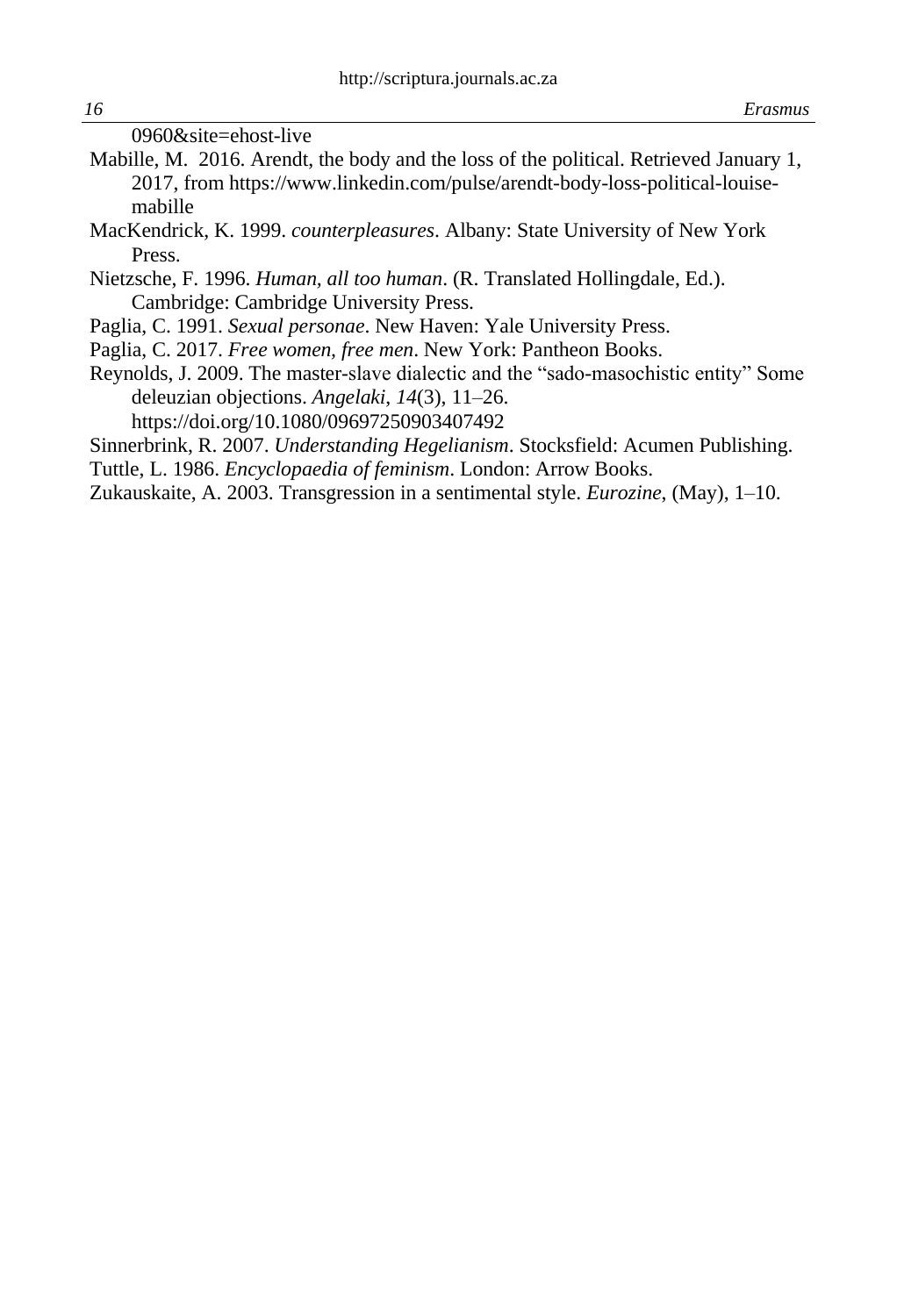0960&site=ehost-live

Mabille, M. 2016. Arendt, the body and the loss of the political. Retrieved January 1, 2017, from https://www.linkedin.com/pulse/arendt-body-loss-political-louise-mabille

MacKendrick, K. 1999. *counterpleasures*. Albany: State University of New York Press.

Nietzsche, F. 1996. *Human, all too human*. (R. Translated Hollingdale, Ed.). Cambridge: Cambridge University Press.

Paglia, C. 1991. *Sexual personae*. New Haven: Yale University Press.

Paglia, C. 2017. *Free women, free men*. New York: Pantheon Books.

Reynolds, J. 2009. The master-slave dialectic and the "sado-masochistic entity" Some deleuzian objections. *Angelaki*, *14*(3), 11–26. https://doi.org/10.1080/09697250903407492

Sinnerbrink, R. 2007. *Understanding Hegelianism*. Stocksfield: Acumen Publishing.

Tuttle, L. 1986. *Encyclopaedia of feminism*. London: Arrow Books.

Zukauskaite, A. 2003. Transgression in a sentimental style. *Eurozine*, (May), 1–10.